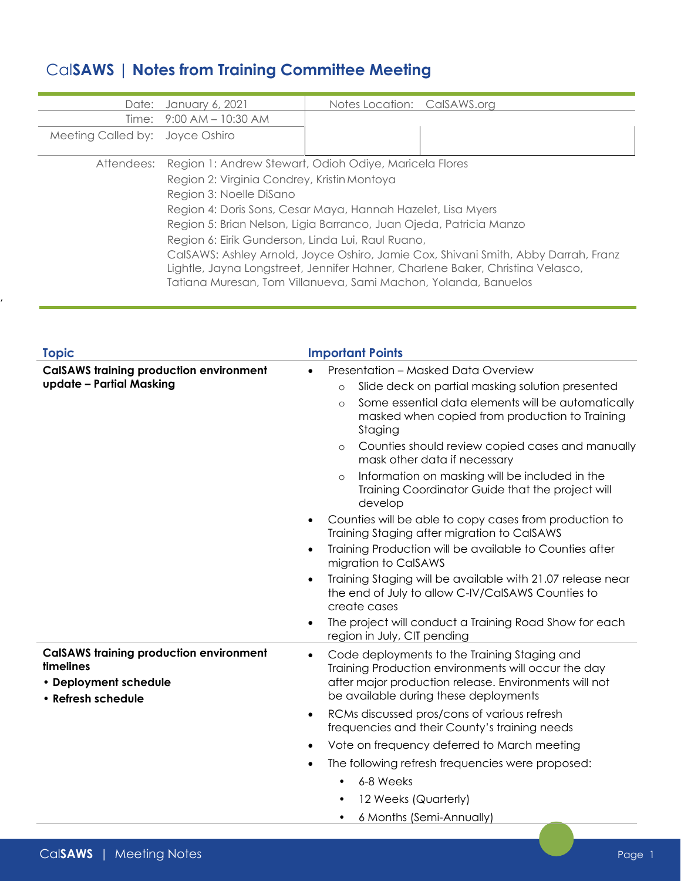# CalSAWS | Notes from Training Committee Meeting

| | | | |
|---|---|---|---|
| Date: | January 6, 2021 | Notes Location: | CalSAWS.org |
| Time: | 9:00 AM – 10:30 AM | | |
| Meeting Called by: | Joyce Oshiro | | |

Attendees:
Region 1: Andrew Stewart, Odioh Odiye, Maricela Flores
Region 2: Virginia Condrey, Kristin Montoya
Region 3: Noelle DiSano
Region 4: Doris Sons, Cesar Maya, Hannah Hazelet, Lisa Myers
Region 5: Brian Nelson, Ligia Barranco, Juan Ojeda, Patricia Manzo
Region 6: Eirik Gunderson, Linda Lui, Raul Ruano,
CalSAWS: Ashley Arnold, Joyce Oshiro, Jamie Cox, Shivani Smith, Abby Darrah, Franz Lightle, Jayna Longstreet, Jennifer Hahner, Charlene Baker, Christina Velasco, Tatiana Muresan, Tom Villanueva, Sami Machon, Yolanda, Banuelos

| Topic | Important Points |
|---|---|
| **CalSAWS training production environment update – Partial Masking** | • Presentation – Masked Data Overview<br>  ○ Slide deck on partial masking solution presented<br>  ○ Some essential data elements will be automatically masked when copied from production to Training Staging<br>  ○ Counties should review copied cases and manually mask other data if necessary<br>  ○ Information on masking will be included in the Training Coordinator Guide that the project will develop<br>• Counties will be able to copy cases from production to Training Staging after migration to CalSAWS<br>• Training Production will be available to Counties after migration to CalSAWS<br>• Training Staging will be available with 21.07 release near the end of July to allow C-IV/CalSAWS Counties to create cases<br>• The project will conduct a Training Road Show for each region in July, CIT pending |
| **CalSAWS training production environment timelines**<br>**• Deployment schedule**<br>**• Refresh schedule** | • Code deployments to the Training Staging and Training Production environments will occur the day after major production release. Environments will not be available during these deployments<br>• RCMs discussed pros/cons of various refresh frequencies and their County's training needs<br>• Vote on frequency deferred to March meeting<br>• The following refresh frequencies were proposed:<br>  ▪ 6-8 Weeks<br>  ▪ 12 Weeks (Quarterly)<br>  ▪ 6 Months (Semi-Annually) |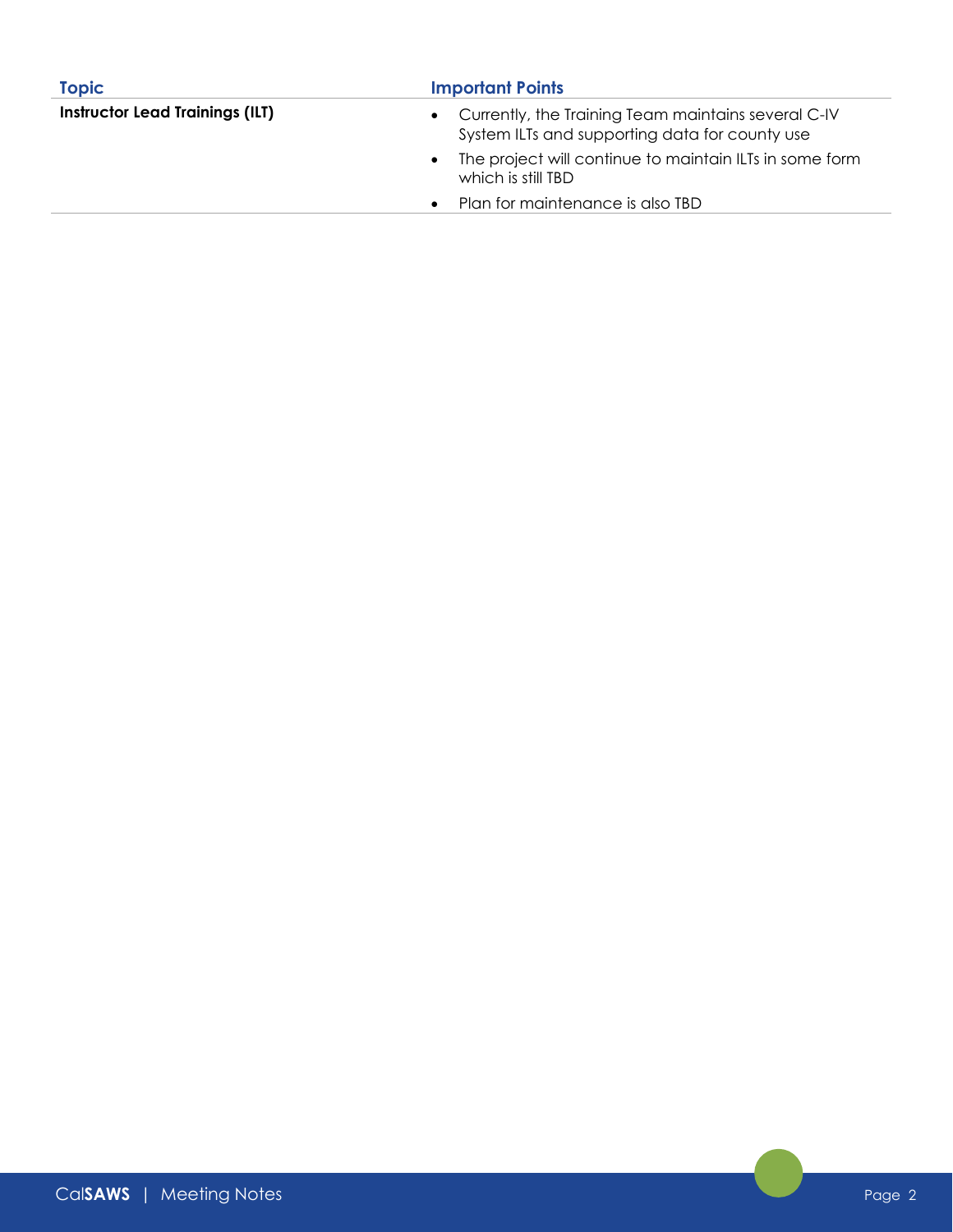| Topic | Important Points |
|---|---|
| **Instructor Lead Trainings (ILT)** | • Currently, the Training Team maintains several C-IV System ILTs and supporting data for county use<br>• The project will continue to maintain ILTs in some form which is still TBD<br>• Plan for maintenance is also TBD |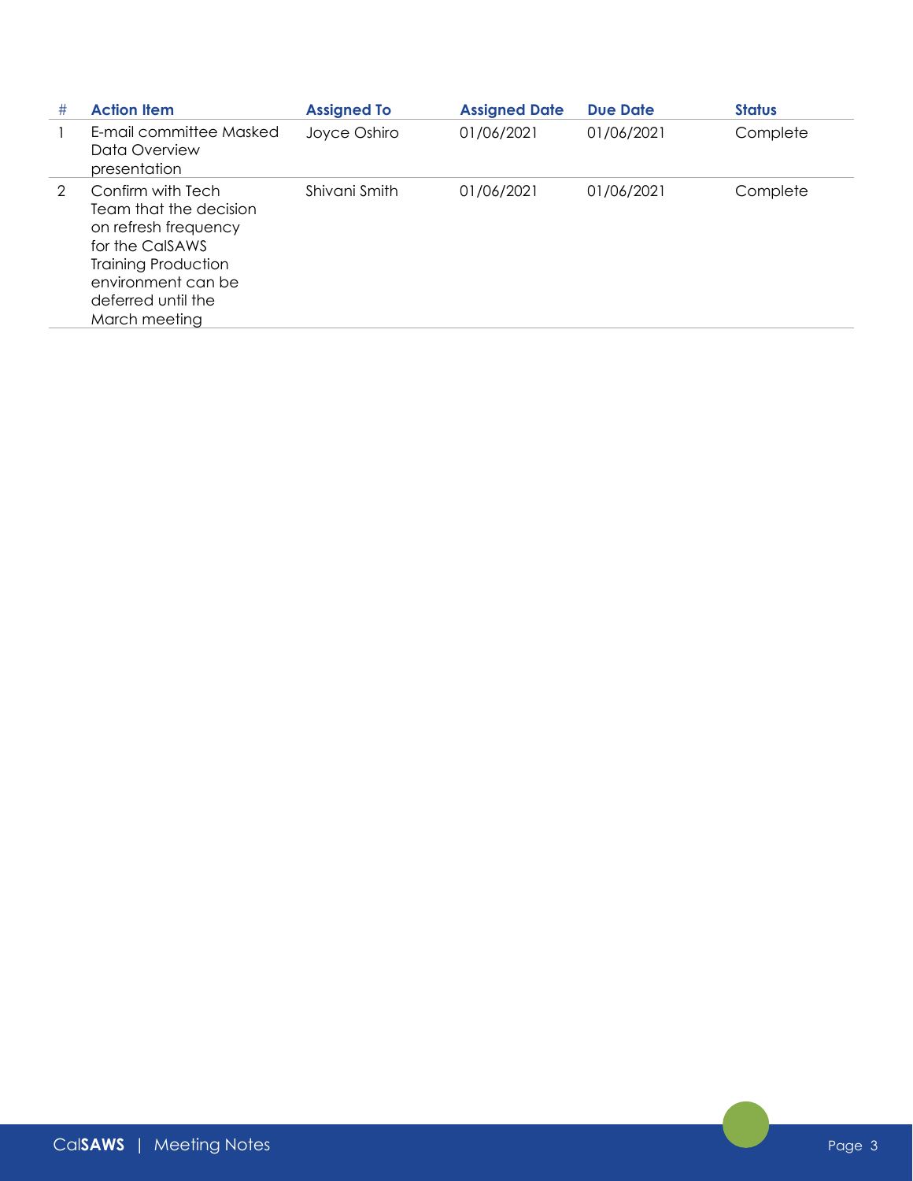| # | Action Item | Assigned To | Assigned Date | Due Date | Status |
|---|---|---|---|---|---|
| 1 | E-mail committee Masked Data Overview presentation | Joyce Oshiro | 01/06/2021 | 01/06/2021 | Complete |
| 2 | Confirm with Tech Team that the decision on refresh frequency for the CalSAWS Training Production environment can be deferred until the March meeting | Shivani Smith | 01/06/2021 | 01/06/2021 | Complete |